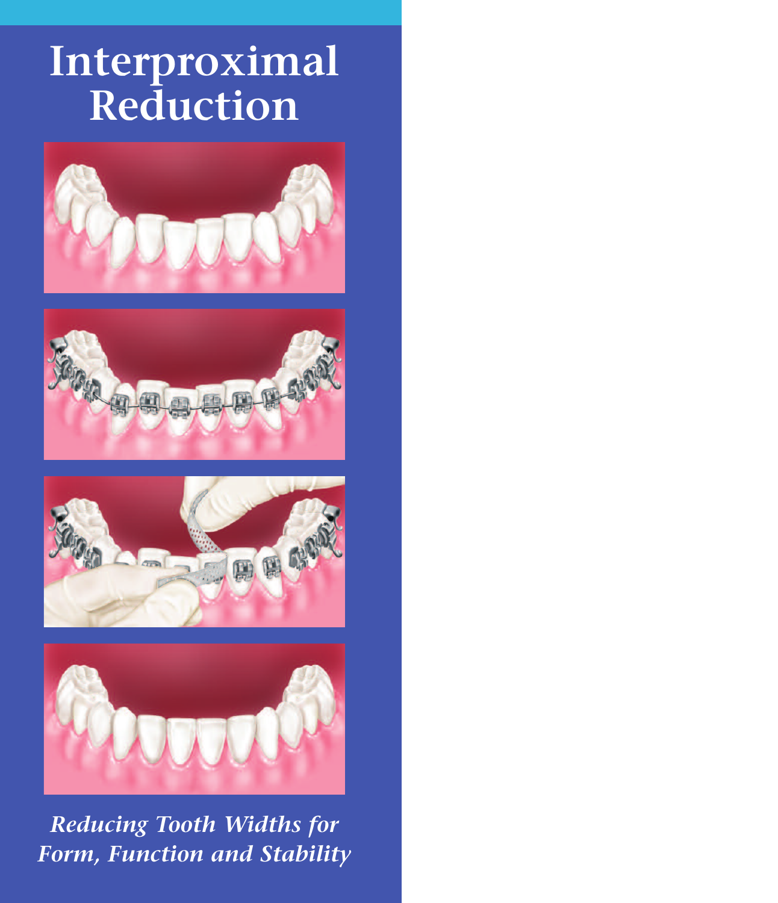# Interproximal Reduction

*Reducing Tooth Widths for Form, Function and Stability*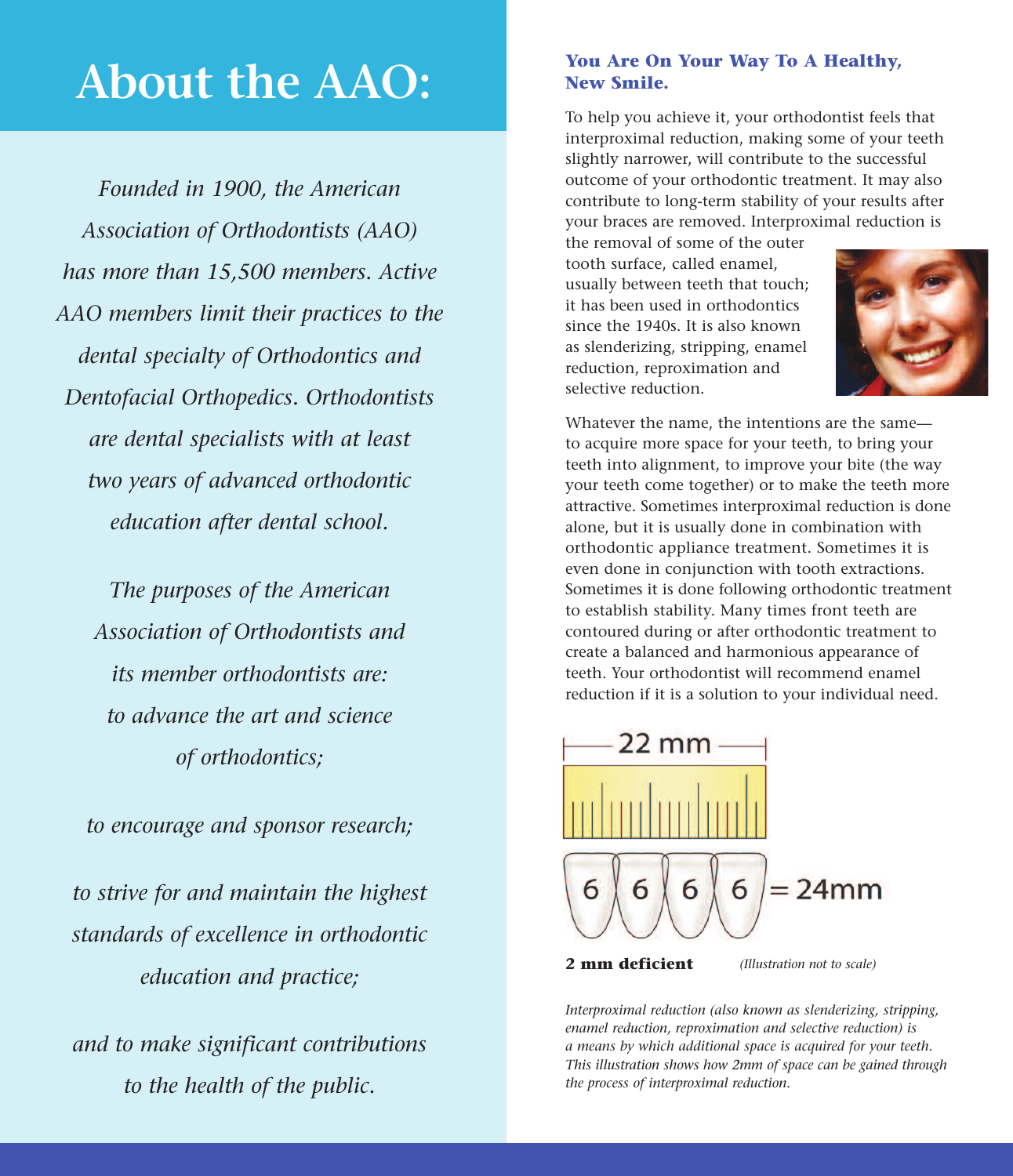# About the AAO:

*Founded in 1900, the American Association of Orthodontists (AAO) has more than 15,500 members. Active AAO members limit their practices to the dental specialty of Orthodontics and Dentofacial Orthopedics. Orthodontists are dental specialists with at least two years of advanced orthodontic education after dental school.*

*The purposes of the American Association of Orthodontists and its member orthodontists are: to advance the art and science of orthodontics;*

*to encourage and sponsor research;*

*to strive for and maintain the highest standards of excellence in orthodontic education and practice;*

*and to make significant contributions to the health of the public.*

### You Are On Your Way To A Healthy, New Smile.

To help you achieve it, your orthodontist feels that interproximal reduction, making some of your teeth slightly narrower, will contribute to the successful outcome of your orthodontic treatment. It may also contribute to long-term stability of your results after your braces are removed. Interproximal reduction is the removal of some of the outer tooth surface, called enamel, usually between teeth that touch; it has been used in orthodontics since the 1940s. It is also known as slenderizing, stripping, enamel reduction, reproximation and selective reduction.

Whatever the name, the intentions are the same—to acquire more space for your teeth, to bring your teeth into alignment, to improve your bite (the way your teeth come together) or to make the teeth more attractive. Sometimes interproximal reduction is done alone, but it is usually done in combination with orthodontic appliance treatment. Sometimes it is even done in conjunction with tooth extractions. Sometimes it is done following orthodontic treatment to establish stability. Many times front teeth are contoured during or after orthodontic treatment to create a balanced and harmonious appearance of teeth. Your orthodontist will recommend enamel reduction if it is a solution to your individual need.

22 mm

6 6 6 6 = 24mm

**2 mm deficient** *(Illustration not to scale)*

*Interproximal reduction (also known as slenderizing, stripping, enamel reduction, reproximation and selective reduction) is a means by which additional space is acquired for your teeth. This illustration shows how 2mm of space can be gained through the process of interproximal reduction.*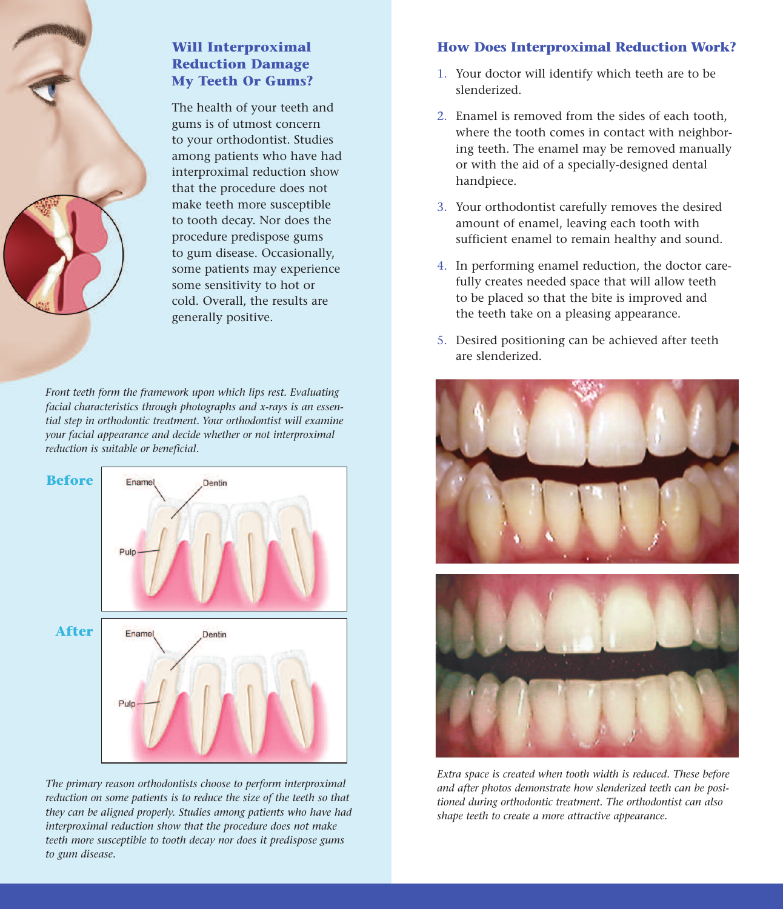## Will Interproximal Reduction Damage My Teeth Or Gums?

The health of your teeth and gums is of utmost concern to your orthodontist. Studies among patients who have had interproximal reduction show that the procedure does not make teeth more susceptible to tooth decay. Nor does the procedure predispose gums to gum disease. Occasionally, some patients may experience some sensitivity to hot or cold. Overall, the results are generally positive.

*Front teeth form the framework upon which lips rest. Evaluating facial characteristics through photographs and x-rays is an essential step in orthodontic treatment. Your orthodontist will examine your facial appearance and decide whether or not interproximal reduction is suitable or beneficial.*

**Before**

Enamel
Dentin
Pulp

**After**

Enamel
Dentin
Pulp

*The primary reason orthodontists choose to perform interproximal reduction on some patients is to reduce the size of the teeth so that they can be aligned properly. Studies among patients who have had interproximal reduction show that the procedure does not make teeth more susceptible to tooth decay nor does it predispose gums to gum disease.*

## How Does Interproximal Reduction Work?

1. Your doctor will identify which teeth are to be slenderized.
2. Enamel is removed from the sides of each tooth, where the tooth comes in contact with neighboring teeth. The enamel may be removed manually or with the aid of a specially-designed dental handpiece.
3. Your orthodontist carefully removes the desired amount of enamel, leaving each tooth with sufficient enamel to remain healthy and sound.
4. In performing enamel reduction, the doctor carefully creates needed space that will allow teeth to be placed so that the bite is improved and the teeth take on a pleasing appearance.
5. Desired positioning can be achieved after teeth are slenderized.

*Extra space is created when tooth width is reduced. These before and after photos demonstrate how slenderized teeth can be positioned during orthodontic treatment. The orthodontist can also shape teeth to create a more attractive appearance.*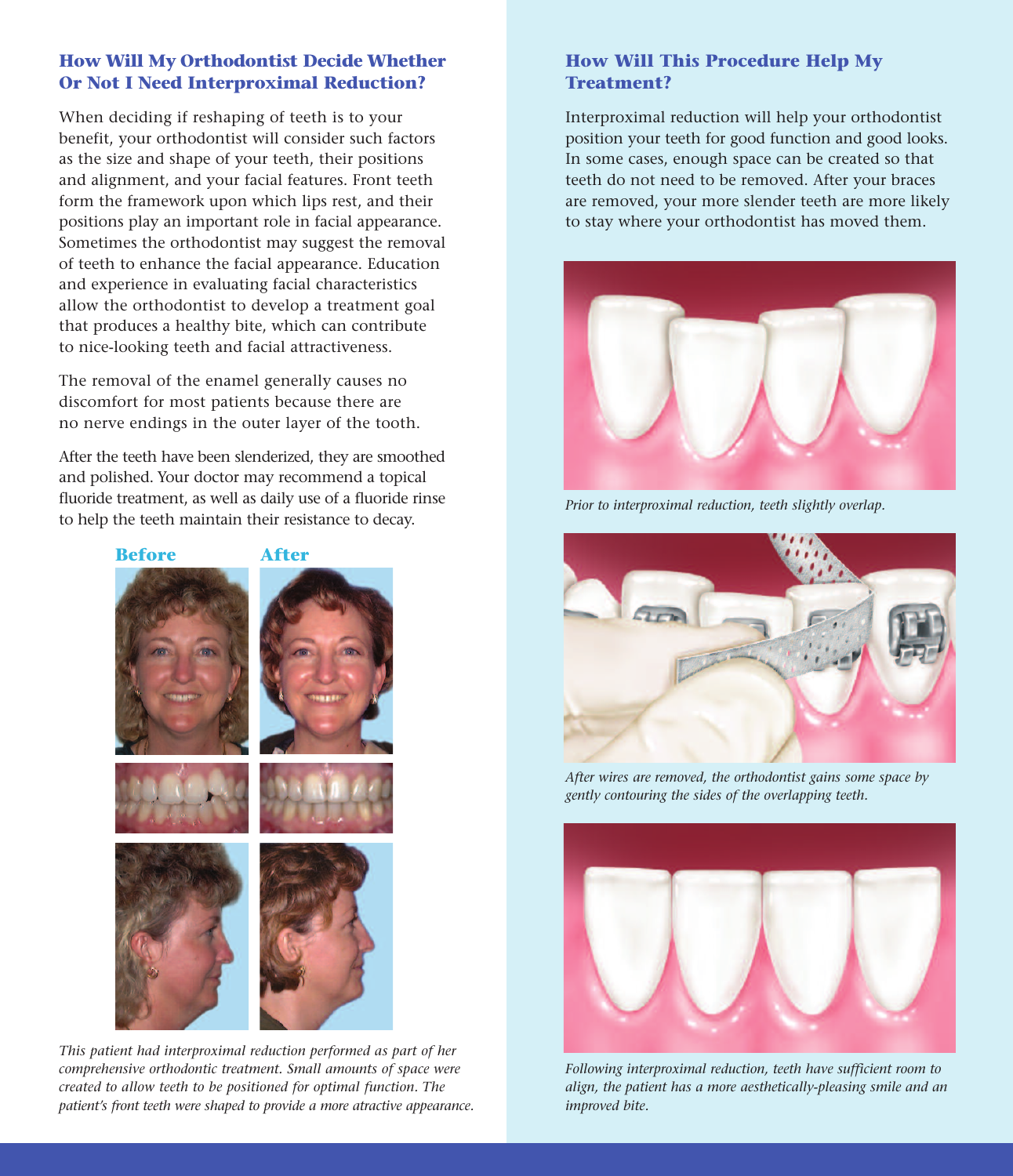## How Will My Orthodontist Decide Whether Or Not I Need Interproximal Reduction?

When deciding if reshaping of teeth is to your benefit, your orthodontist will consider such factors as the size and shape of your teeth, their positions and alignment, and your facial features. Front teeth form the framework upon which lips rest, and their positions play an important role in facial appearance. Sometimes the orthodontist may suggest the removal of teeth to enhance the facial appearance. Education and experience in evaluating facial characteristics allow the orthodontist to develop a treatment goal that produces a healthy bite, which can contribute to nice-looking teeth and facial attractiveness.

The removal of the enamel generally causes no discomfort for most patients because there are no nerve endings in the outer layer of the tooth.

After the teeth have been slenderized, they are smoothed and polished. Your doctor may recommend a topical fluoride treatment, as well as daily use of a fluoride rinse to help the teeth maintain their resistance to decay.

**Before** **After**

*This patient had interproximal reduction performed as part of her comprehensive orthodontic treatment. Small amounts of space were created to allow teeth to be positioned for optimal function. The patient's front teeth were shaped to provide a more atractive appearance.*

## How Will This Procedure Help My Treatment?

Interproximal reduction will help your orthodontist position your teeth for good function and good looks. In some cases, enough space can be created so that teeth do not need to be removed. After your braces are removed, your more slender teeth are more likely to stay where your orthodontist has moved them.

*Prior to interproximal reduction, teeth slightly overlap.*

*After wires are removed, the orthodontist gains some space by gently contouring the sides of the overlapping teeth.*

*Following interproximal reduction, teeth have sufficient room to align, the patient has a more aesthetically-pleasing smile and an improved bite.*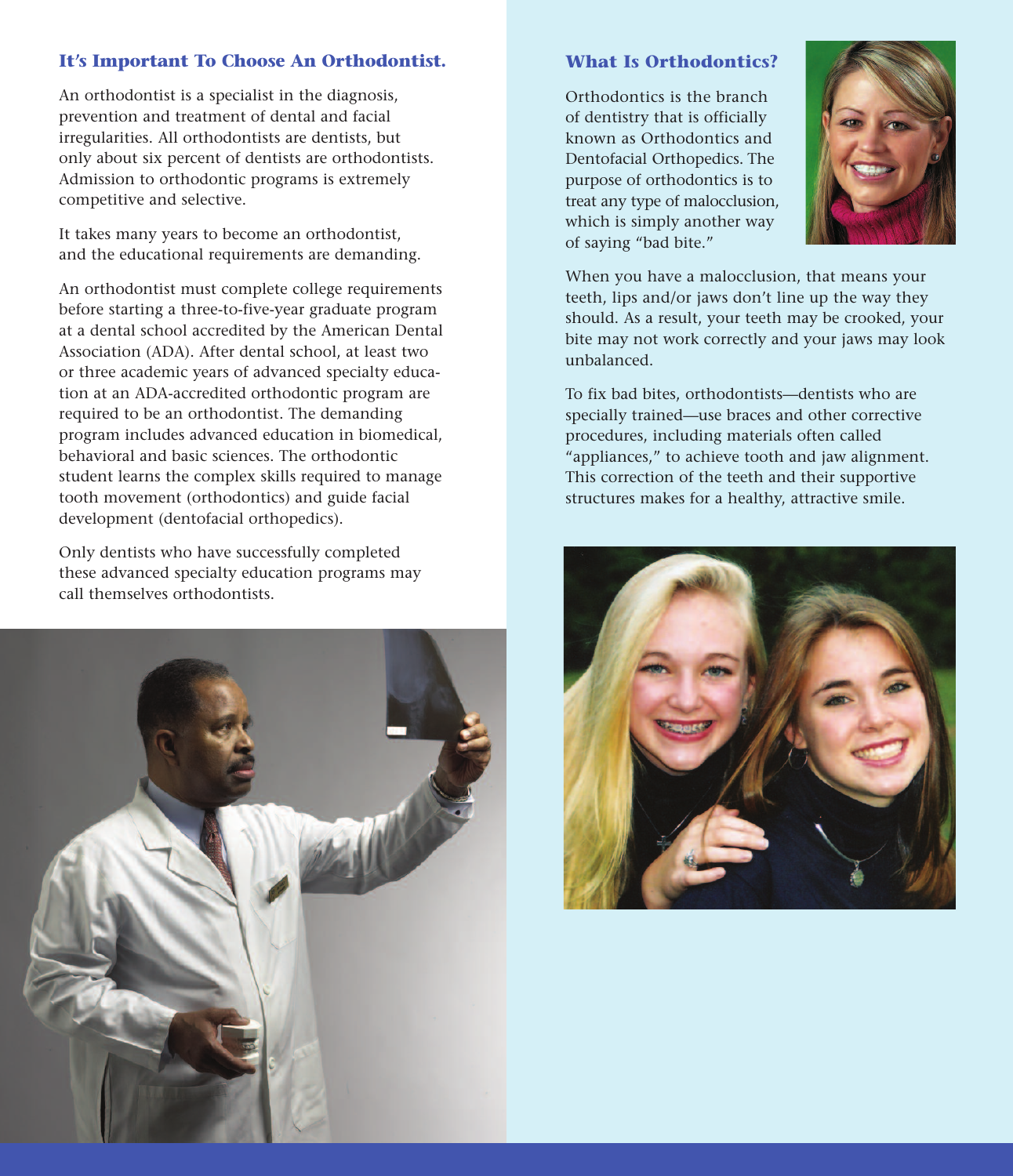## It's Important To Choose An Orthodontist.

An orthodontist is a specialist in the diagnosis, prevention and treatment of dental and facial irregularities. All orthodontists are dentists, but only about six percent of dentists are orthodontists. Admission to orthodontic programs is extremely competitive and selective.

It takes many years to become an orthodontist, and the educational requirements are demanding.

An orthodontist must complete college requirements before starting a three-to-five-year graduate program at a dental school accredited by the American Dental Association (ADA). After dental school, at least two or three academic years of advanced specialty education at an ADA-accredited orthodontic program are required to be an orthodontist. The demanding program includes advanced education in biomedical, behavioral and basic sciences. The orthodontic student learns the complex skills required to manage tooth movement (orthodontics) and guide facial development (dentofacial orthopedics).

Only dentists who have successfully completed these advanced specialty education programs may call themselves orthodontists.

## What Is Orthodontics?

Orthodontics is the branch of dentistry that is officially known as Orthodontics and Dentofacial Orthopedics. The purpose of orthodontics is to treat any type of malocclusion, which is simply another way of saying "bad bite."

When you have a malocclusion, that means your teeth, lips and/or jaws don't line up the way they should. As a result, your teeth may be crooked, your bite may not work correctly and your jaws may look unbalanced.

To fix bad bites, orthodontists—dentists who are specially trained—use braces and other corrective procedures, including materials often called "appliances," to achieve tooth and jaw alignment. This correction of the teeth and their supportive structures makes for a healthy, attractive smile.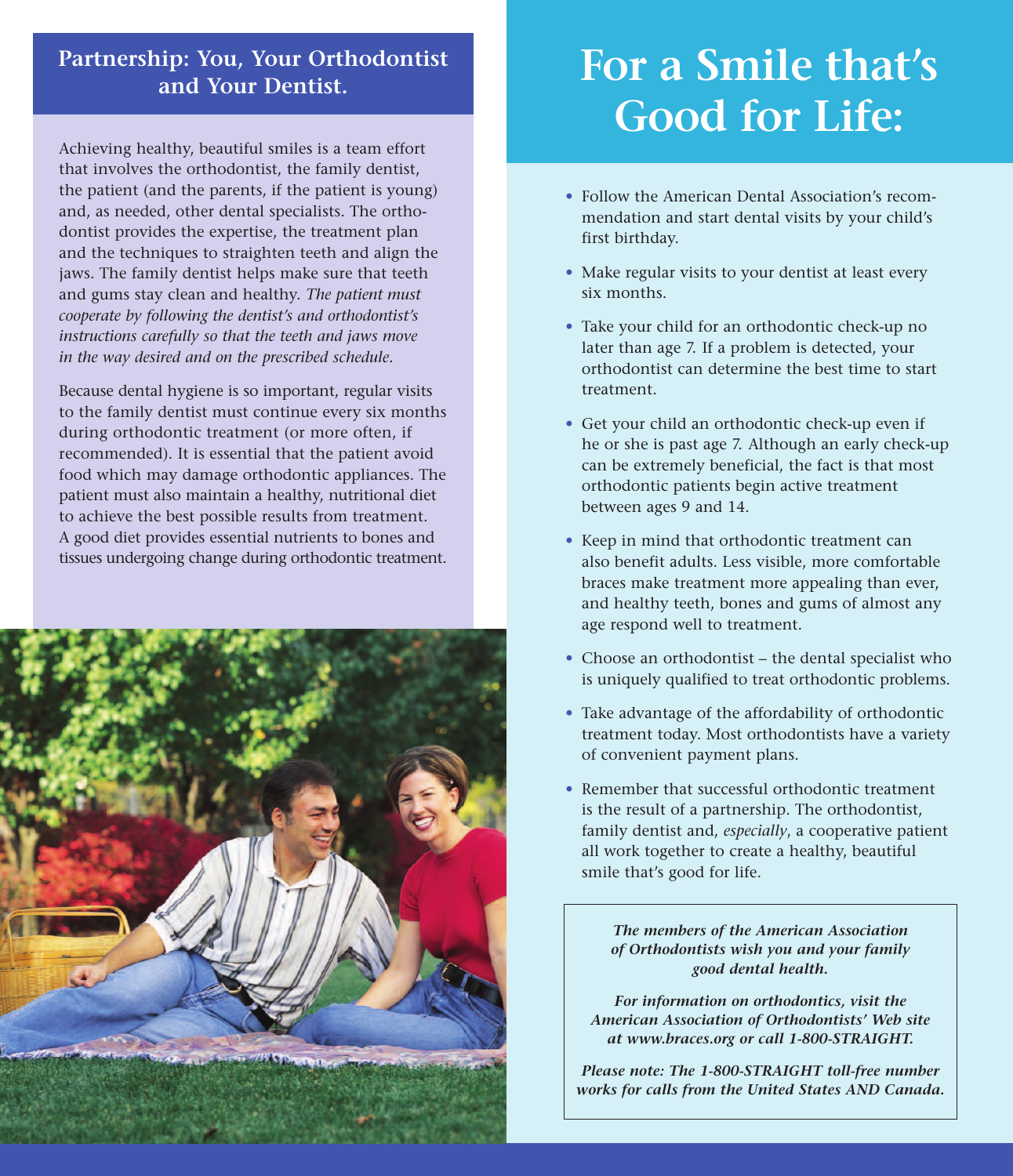## Partnership: You, Your Orthodontist and Your Dentist.

Achieving healthy, beautiful smiles is a team effort that involves the orthodontist, the family dentist, the patient (and the parents, if the patient is young) and, as needed, other dental specialists. The orthodontist provides the expertise, the treatment plan and the techniques to straighten teeth and align the jaws. The family dentist helps make sure that teeth and gums stay clean and healthy. *The patient must cooperate by following the dentist's and orthodontist's instructions carefully so that the teeth and jaws move in the way desired and on the prescribed schedule.*

Because dental hygiene is so important, regular visits to the family dentist must continue every six months during orthodontic treatment (or more often, if recommended). It is essential that the patient avoid food which may damage orthodontic appliances. The patient must also maintain a healthy, nutritional diet to achieve the best possible results from treatment. A good diet provides essential nutrients to bones and tissues undergoing change during orthodontic treatment.

# For a Smile that's Good for Life:

- Follow the American Dental Association's recommendation and start dental visits by your child's first birthday.
- Make regular visits to your dentist at least every six months.
- Take your child for an orthodontic check-up no later than age 7. If a problem is detected, your orthodontist can determine the best time to start treatment.
- Get your child an orthodontic check-up even if he or she is past age 7. Although an early check-up can be extremely beneficial, the fact is that most orthodontic patients begin active treatment between ages 9 and 14.
- Keep in mind that orthodontic treatment can also benefit adults. Less visible, more comfortable braces make treatment more appealing than ever, and healthy teeth, bones and gums of almost any age respond well to treatment.
- Choose an orthodontist – the dental specialist who is uniquely qualified to treat orthodontic problems.
- Take advantage of the affordability of orthodontic treatment today. Most orthodontists have a variety of convenient payment plans.
- Remember that successful orthodontic treatment is the result of a partnership. The orthodontist, family dentist and, *especially*, a cooperative patient all work together to create a healthy, beautiful smile that's good for life.

***The members of the American Association of Orthodontists wish you and your family good dental health.***

***For information on orthodontics, visit the American Association of Orthodontists' Web site at www.braces.org or call 1-800-STRAIGHT.***

***Please note: The 1-800-STRAIGHT toll-free number works for calls from the United States AND Canada.***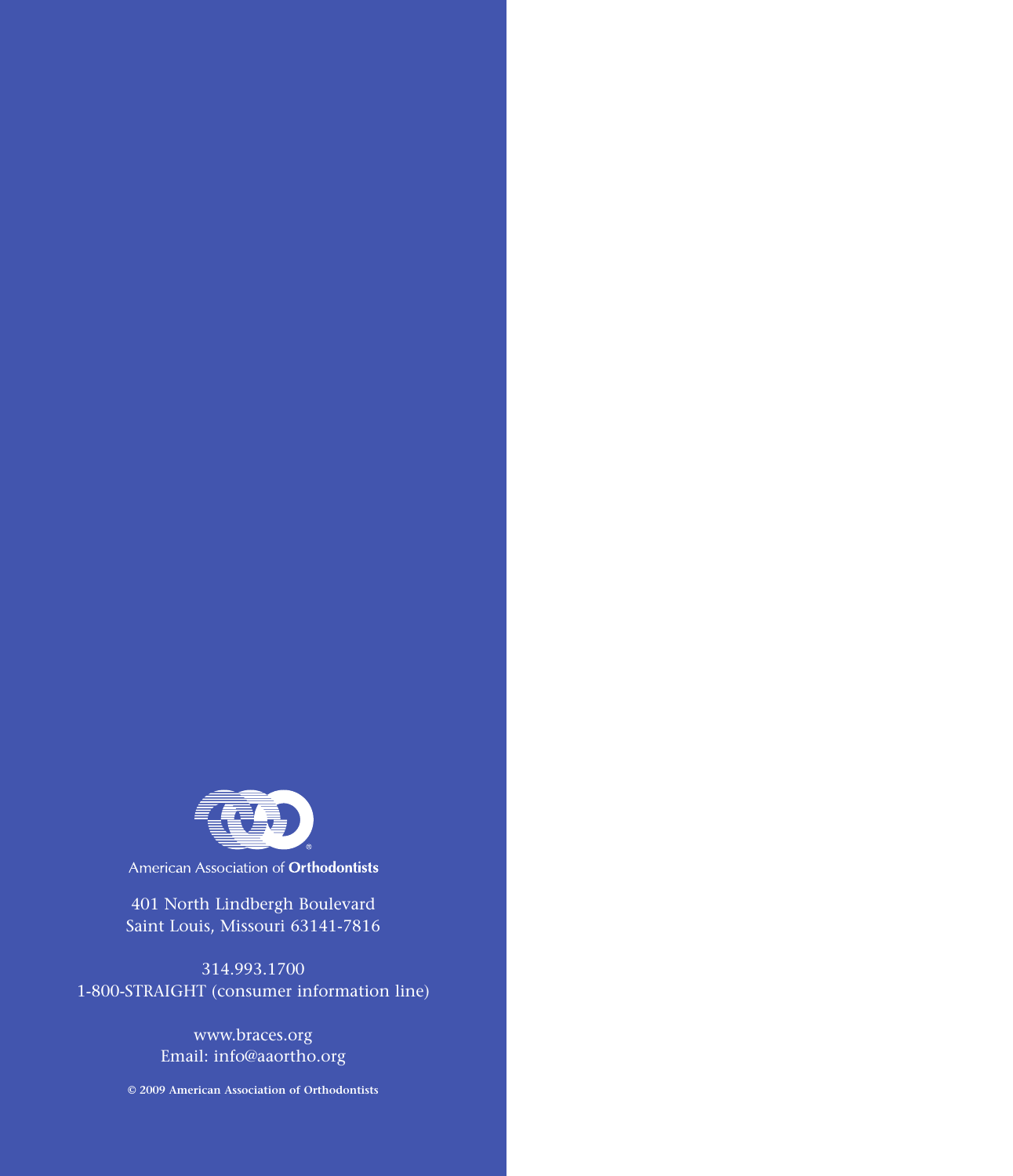American Association of **Orthodontists**

401 North Lindbergh Boulevard
Saint Louis, Missouri 63141-7816

314.993.1700
1-800-STRAIGHT (consumer information line)

www.braces.org
Email: info@aaortho.org

**© 2009 American Association of Orthodontists**